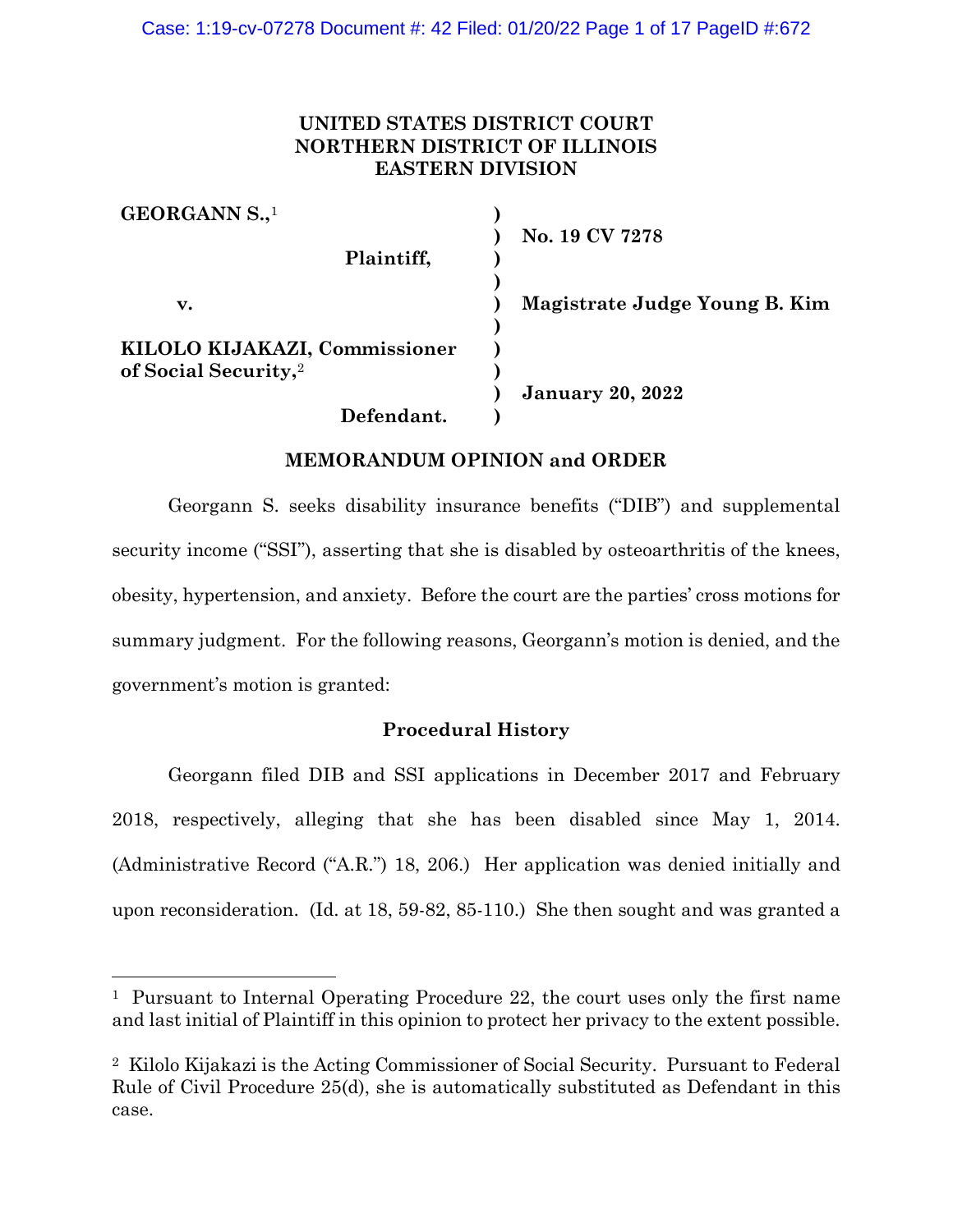**UNITED STATES DISTRICT COURT**
**NORTHERN DISTRICT OF ILLINOIS**
**EASTERN DIVISION**

| | | |
|---|---|---|
| **GEORGANN S.,**[1] | ) | |
| | ) | **No. 19 CV 7278** |
| **Plaintiff,** | ) | |
| | ) | |
| **v.** | ) | **Magistrate Judge Young B. Kim** |
| | ) | |
| **KILOLO KIJAKAZI, Commissioner of Social Security,**[2] | ) | |
| | ) | **January 20, 2022** |
| **Defendant.** | ) | |

**MEMORANDUM OPINION and ORDER**

Georgann S. seeks disability insurance benefits ("DIB") and supplemental security income ("SSI"), asserting that she is disabled by osteoarthritis of the knees, obesity, hypertension, and anxiety. Before the court are the parties' cross motions for summary judgment. For the following reasons, Georgann's motion is denied, and the government's motion is granted:

**Procedural History**

Georgann filed DIB and SSI applications in December 2017 and February 2018, respectively, alleging that she has been disabled since May 1, 2014. (Administrative Record ("A.R.") 18, 206.) Her application was denied initially and upon reconsideration. (Id. at 18, 59-82, 85-110.) She then sought and was granted a

---

[1] Pursuant to Internal Operating Procedure 22, the court uses only the first name and last initial of Plaintiff in this opinion to protect her privacy to the extent possible.

[2] Kilolo Kijakazi is the Acting Commissioner of Social Security. Pursuant to Federal Rule of Civil Procedure 25(d), she is automatically substituted as Defendant in this case.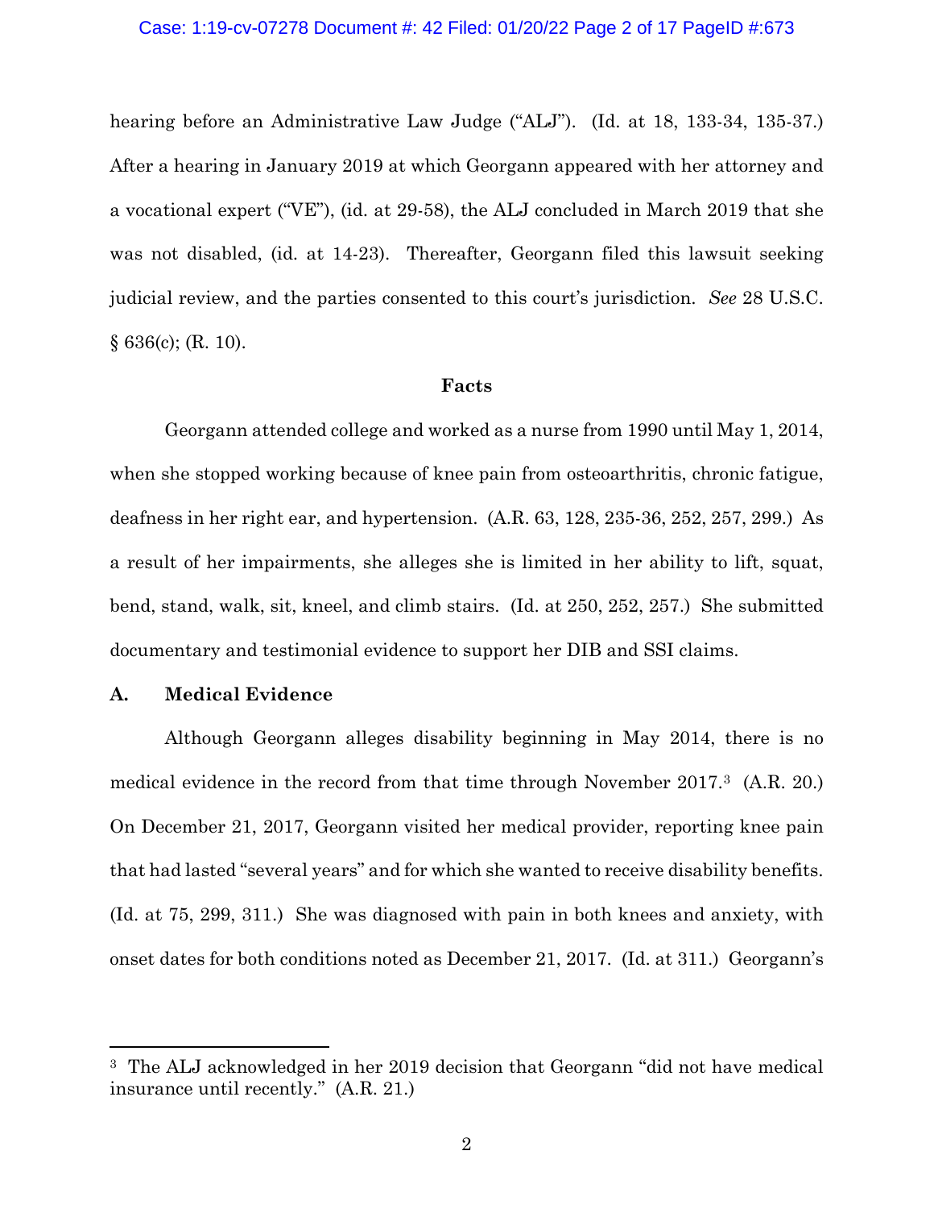hearing before an Administrative Law Judge ("ALJ"). (Id. at 18, 133-34, 135-37.) After a hearing in January 2019 at which Georgann appeared with her attorney and a vocational expert ("VE"), (id. at 29-58), the ALJ concluded in March 2019 that she was not disabled, (id. at 14-23). Thereafter, Georgann filed this lawsuit seeking judicial review, and the parties consented to this court's jurisdiction. *See* 28 U.S.C. § 636(c); (R. 10).

## Facts

Georgann attended college and worked as a nurse from 1990 until May 1, 2014, when she stopped working because of knee pain from osteoarthritis, chronic fatigue, deafness in her right ear, and hypertension. (A.R. 63, 128, 235-36, 252, 257, 299.) As a result of her impairments, she alleges she is limited in her ability to lift, squat, bend, stand, walk, sit, kneel, and climb stairs. (Id. at 250, 252, 257.) She submitted documentary and testimonial evidence to support her DIB and SSI claims.

### A. Medical Evidence

Although Georgann alleges disability beginning in May 2014, there is no medical evidence in the record from that time through November 2017.[3] (A.R. 20.) On December 21, 2017, Georgann visited her medical provider, reporting knee pain that had lasted "several years" and for which she wanted to receive disability benefits. (Id. at 75, 299, 311.) She was diagnosed with pain in both knees and anxiety, with onset dates for both conditions noted as December 21, 2017. (Id. at 311.) Georgann's

[3] The ALJ acknowledged in her 2019 decision that Georgann "did not have medical insurance until recently." (A.R. 21.)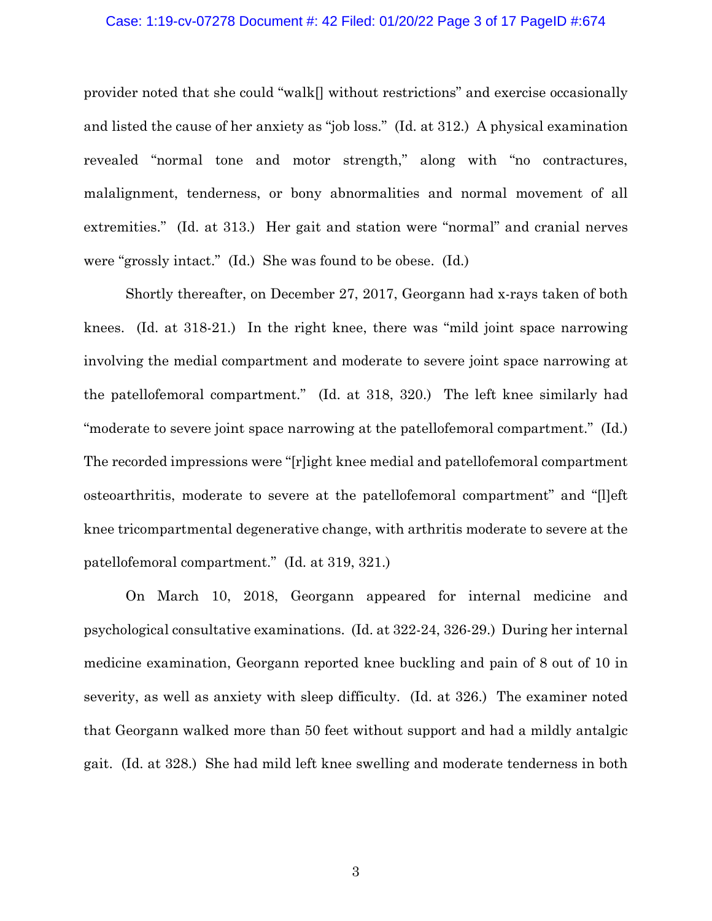provider noted that she could "walk[] without restrictions" and exercise occasionally and listed the cause of her anxiety as "job loss." (Id. at 312.) A physical examination revealed "normal tone and motor strength," along with "no contractures, malalignment, tenderness, or bony abnormalities and normal movement of all extremities." (Id. at 313.) Her gait and station were "normal" and cranial nerves were "grossly intact." (Id.) She was found to be obese. (Id.)

Shortly thereafter, on December 27, 2017, Georgann had x-rays taken of both knees. (Id. at 318-21.) In the right knee, there was "mild joint space narrowing involving the medial compartment and moderate to severe joint space narrowing at the patellofemoral compartment." (Id. at 318, 320.) The left knee similarly had "moderate to severe joint space narrowing at the patellofemoral compartment." (Id.) The recorded impressions were "[r]ight knee medial and patellofemoral compartment osteoarthritis, moderate to severe at the patellofemoral compartment" and "[l]eft knee tricompartmental degenerative change, with arthritis moderate to severe at the patellofemoral compartment." (Id. at 319, 321.)

On March 10, 2018, Georgann appeared for internal medicine and psychological consultative examinations. (Id. at 322-24, 326-29.) During her internal medicine examination, Georgann reported knee buckling and pain of 8 out of 10 in severity, as well as anxiety with sleep difficulty. (Id. at 326.) The examiner noted that Georgann walked more than 50 feet without support and had a mildly antalgic gait. (Id. at 328.) She had mild left knee swelling and moderate tenderness in both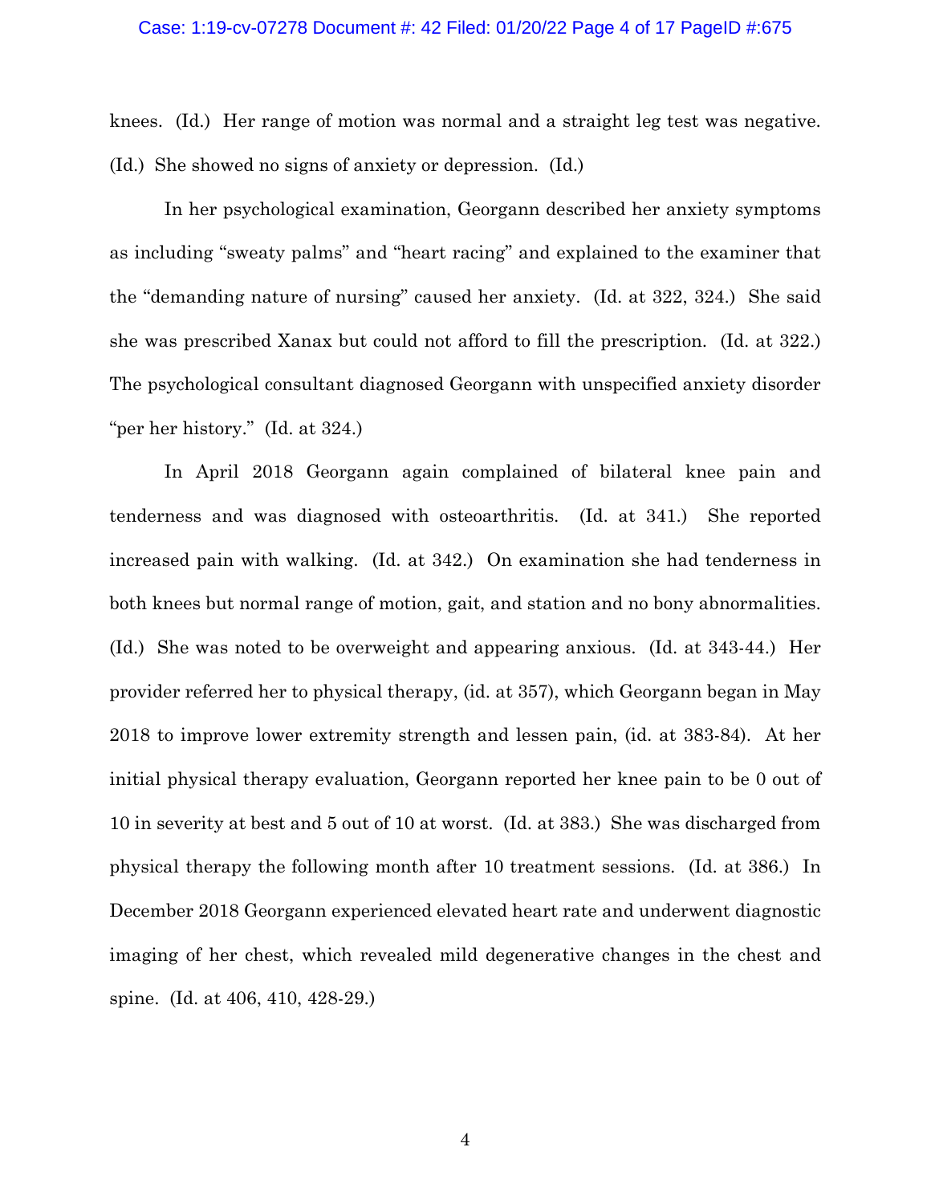knees. (Id.) Her range of motion was normal and a straight leg test was negative. (Id.) She showed no signs of anxiety or depression. (Id.)

In her psychological examination, Georgann described her anxiety symptoms as including "sweaty palms" and "heart racing" and explained to the examiner that the "demanding nature of nursing" caused her anxiety. (Id. at 322, 324.) She said she was prescribed Xanax but could not afford to fill the prescription. (Id. at 322.) The psychological consultant diagnosed Georgann with unspecified anxiety disorder "per her history." (Id. at 324.)

In April 2018 Georgann again complained of bilateral knee pain and tenderness and was diagnosed with osteoarthritis. (Id. at 341.) She reported increased pain with walking. (Id. at 342.) On examination she had tenderness in both knees but normal range of motion, gait, and station and no bony abnormalities. (Id.) She was noted to be overweight and appearing anxious. (Id. at 343-44.) Her provider referred her to physical therapy, (id. at 357), which Georgann began in May 2018 to improve lower extremity strength and lessen pain, (id. at 383-84). At her initial physical therapy evaluation, Georgann reported her knee pain to be 0 out of 10 in severity at best and 5 out of 10 at worst. (Id. at 383.) She was discharged from physical therapy the following month after 10 treatment sessions. (Id. at 386.) In December 2018 Georgann experienced elevated heart rate and underwent diagnostic imaging of her chest, which revealed mild degenerative changes in the chest and spine. (Id. at 406, 410, 428-29.)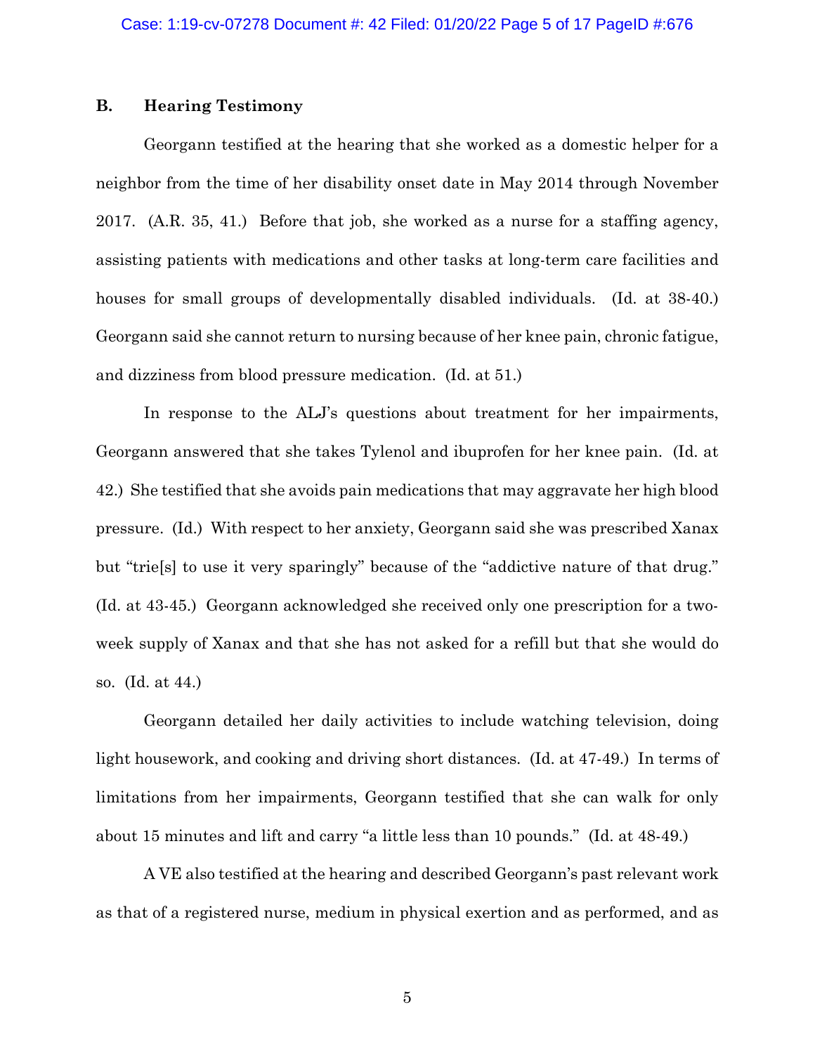### B. Hearing Testimony

Georgann testified at the hearing that she worked as a domestic helper for a neighbor from the time of her disability onset date in May 2014 through November 2017. (A.R. 35, 41.) Before that job, she worked as a nurse for a staffing agency, assisting patients with medications and other tasks at long-term care facilities and houses for small groups of developmentally disabled individuals. (Id. at 38-40.) Georgann said she cannot return to nursing because of her knee pain, chronic fatigue, and dizziness from blood pressure medication. (Id. at 51.)

In response to the ALJ's questions about treatment for her impairments, Georgann answered that she takes Tylenol and ibuprofen for her knee pain. (Id. at 42.) She testified that she avoids pain medications that may aggravate her high blood pressure. (Id.) With respect to her anxiety, Georgann said she was prescribed Xanax but "trie[s] to use it very sparingly" because of the "addictive nature of that drug." (Id. at 43-45.) Georgann acknowledged she received only one prescription for a two-week supply of Xanax and that she has not asked for a refill but that she would do so. (Id. at 44.)

Georgann detailed her daily activities to include watching television, doing light housework, and cooking and driving short distances. (Id. at 47-49.) In terms of limitations from her impairments, Georgann testified that she can walk for only about 15 minutes and lift and carry "a little less than 10 pounds." (Id. at 48-49.)

A VE also testified at the hearing and described Georgann's past relevant work as that of a registered nurse, medium in physical exertion and as performed, and as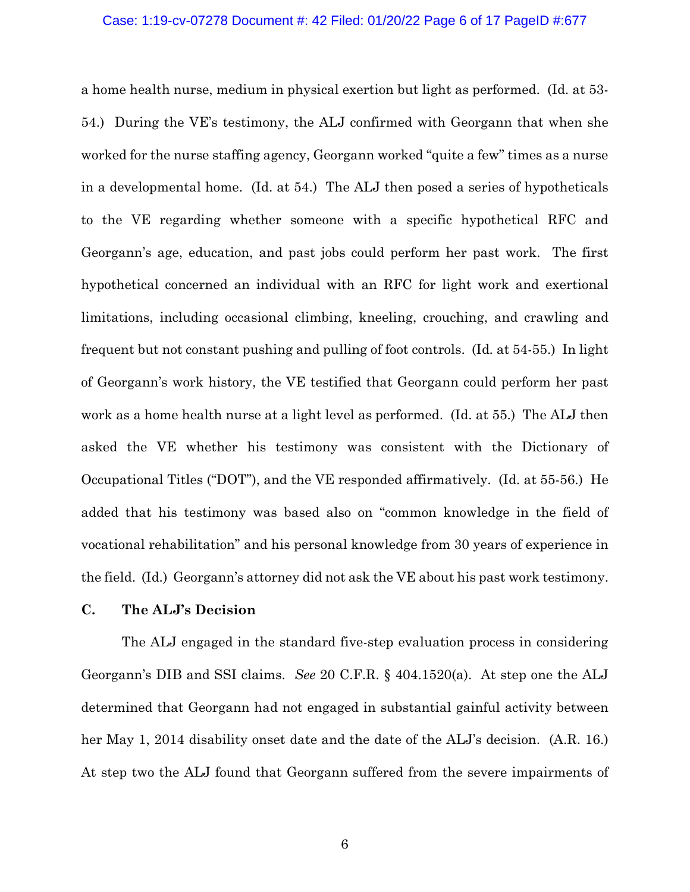a home health nurse, medium in physical exertion but light as performed. (Id. at 53-54.) During the VE's testimony, the ALJ confirmed with Georgann that when she worked for the nurse staffing agency, Georgann worked "quite a few" times as a nurse in a developmental home. (Id. at 54.) The ALJ then posed a series of hypotheticals to the VE regarding whether someone with a specific hypothetical RFC and Georgann's age, education, and past jobs could perform her past work. The first hypothetical concerned an individual with an RFC for light work and exertional limitations, including occasional climbing, kneeling, crouching, and crawling and frequent but not constant pushing and pulling of foot controls. (Id. at 54-55.) In light of Georgann's work history, the VE testified that Georgann could perform her past work as a home health nurse at a light level as performed. (Id. at 55.) The ALJ then asked the VE whether his testimony was consistent with the Dictionary of Occupational Titles ("DOT"), and the VE responded affirmatively. (Id. at 55-56.) He added that his testimony was based also on "common knowledge in the field of vocational rehabilitation" and his personal knowledge from 30 years of experience in the field. (Id.) Georgann's attorney did not ask the VE about his past work testimony.

### C. The ALJ's Decision

The ALJ engaged in the standard five-step evaluation process in considering Georgann's DIB and SSI claims. *See* 20 C.F.R. § 404.1520(a). At step one the ALJ determined that Georgann had not engaged in substantial gainful activity between her May 1, 2014 disability onset date and the date of the ALJ's decision. (A.R. 16.) At step two the ALJ found that Georgann suffered from the severe impairments of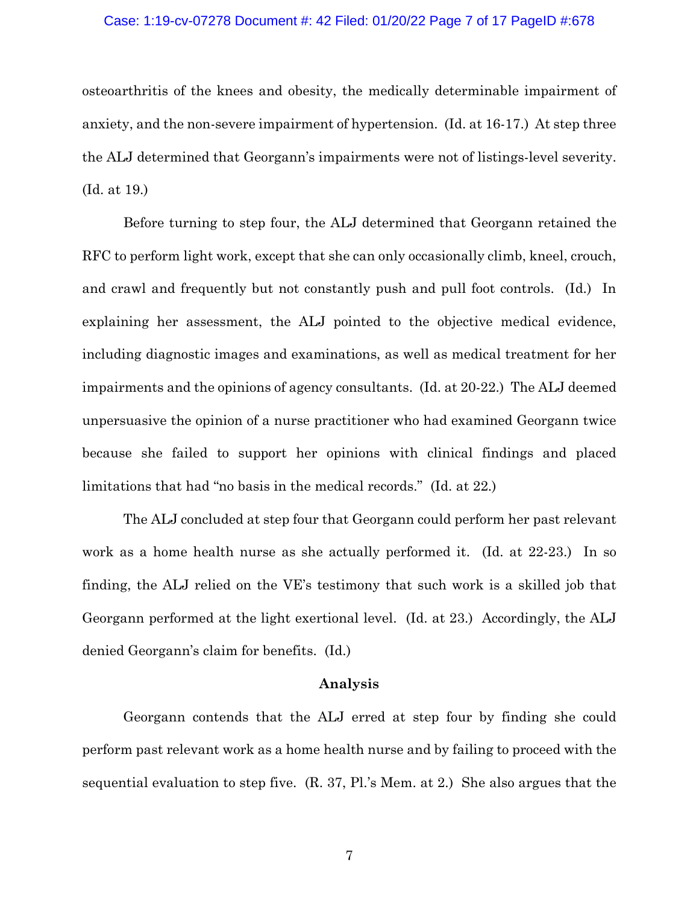osteoarthritis of the knees and obesity, the medically determinable impairment of anxiety, and the non-severe impairment of hypertension. (Id. at 16-17.) At step three the ALJ determined that Georgann's impairments were not of listings-level severity. (Id. at 19.)

Before turning to step four, the ALJ determined that Georgann retained the RFC to perform light work, except that she can only occasionally climb, kneel, crouch, and crawl and frequently but not constantly push and pull foot controls. (Id.) In explaining her assessment, the ALJ pointed to the objective medical evidence, including diagnostic images and examinations, as well as medical treatment for her impairments and the opinions of agency consultants. (Id. at 20-22.) The ALJ deemed unpersuasive the opinion of a nurse practitioner who had examined Georgann twice because she failed to support her opinions with clinical findings and placed limitations that had "no basis in the medical records." (Id. at 22.)

The ALJ concluded at step four that Georgann could perform her past relevant work as a home health nurse as she actually performed it. (Id. at 22-23.) In so finding, the ALJ relied on the VE's testimony that such work is a skilled job that Georgann performed at the light exertional level. (Id. at 23.) Accordingly, the ALJ denied Georgann's claim for benefits. (Id.)

## Analysis

Georgann contends that the ALJ erred at step four by finding she could perform past relevant work as a home health nurse and by failing to proceed with the sequential evaluation to step five. (R. 37, Pl.'s Mem. at 2.) She also argues that the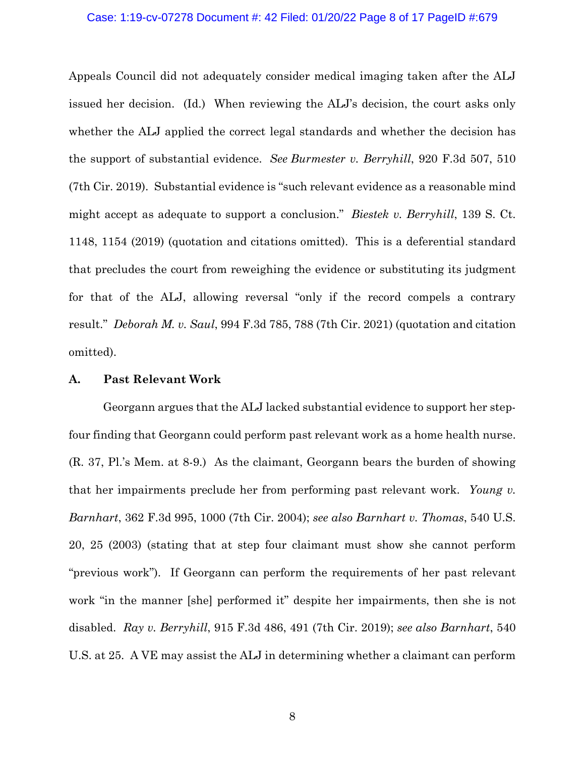Appeals Council did not adequately consider medical imaging taken after the ALJ issued her decision. (Id.) When reviewing the ALJ's decision, the court asks only whether the ALJ applied the correct legal standards and whether the decision has the support of substantial evidence. *See Burmester v. Berryhill*, 920 F.3d 507, 510 (7th Cir. 2019). Substantial evidence is "such relevant evidence as a reasonable mind might accept as adequate to support a conclusion." *Biestek v. Berryhill*, 139 S. Ct. 1148, 1154 (2019) (quotation and citations omitted). This is a deferential standard that precludes the court from reweighing the evidence or substituting its judgment for that of the ALJ, allowing reversal "only if the record compels a contrary result." *Deborah M. v. Saul*, 994 F.3d 785, 788 (7th Cir. 2021) (quotation and citation omitted).

### A. Past Relevant Work

Georgann argues that the ALJ lacked substantial evidence to support her step-four finding that Georgann could perform past relevant work as a home health nurse. (R. 37, Pl.'s Mem. at 8-9.) As the claimant, Georgann bears the burden of showing that her impairments preclude her from performing past relevant work. *Young v. Barnhart*, 362 F.3d 995, 1000 (7th Cir. 2004); *see also Barnhart v. Thomas*, 540 U.S. 20, 25 (2003) (stating that at step four claimant must show she cannot perform "previous work"). If Georgann can perform the requirements of her past relevant work "in the manner [she] performed it" despite her impairments, then she is not disabled. *Ray v. Berryhill*, 915 F.3d 486, 491 (7th Cir. 2019); *see also Barnhart*, 540 U.S. at 25. A VE may assist the ALJ in determining whether a claimant can perform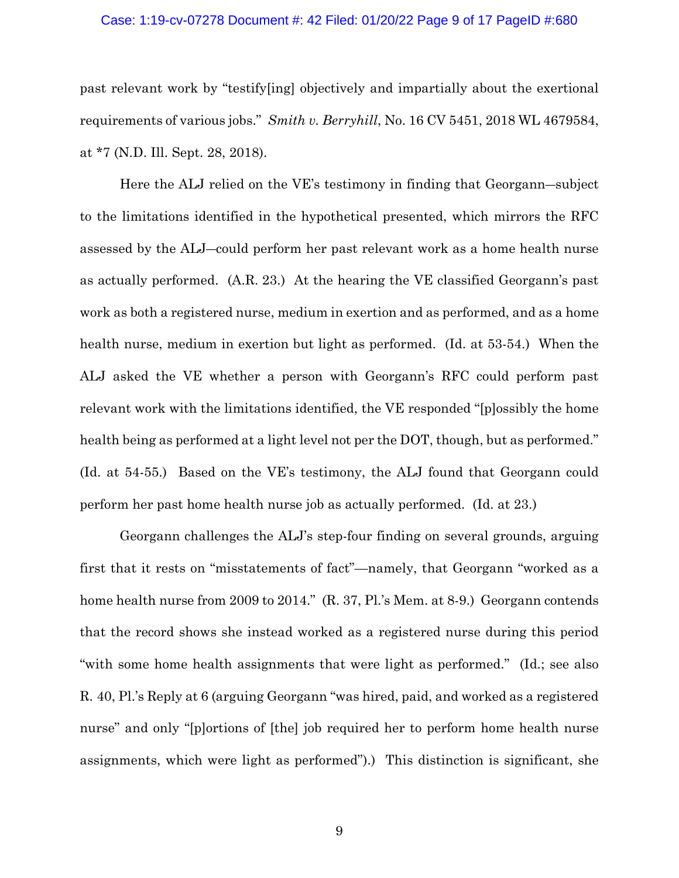past relevant work by "testify[ing] objectively and impartially about the exertional requirements of various jobs." *Smith v. Berryhill*, No. 16 CV 5451, 2018 WL 4679584, at *7 (N.D. Ill. Sept. 28, 2018).

Here the ALJ relied on the VE's testimony in finding that Georgann—subject to the limitations identified in the hypothetical presented, which mirrors the RFC assessed by the ALJ—could perform her past relevant work as a home health nurse as actually performed. (A.R. 23.) At the hearing the VE classified Georgann's past work as both a registered nurse, medium in exertion and as performed, and as a home health nurse, medium in exertion but light as performed. (Id. at 53-54.) When the ALJ asked the VE whether a person with Georgann's RFC could perform past relevant work with the limitations identified, the VE responded "[p]ossibly the home health being as performed at a light level not per the DOT, though, but as performed." (Id. at 54-55.) Based on the VE's testimony, the ALJ found that Georgann could perform her past home health nurse job as actually performed. (Id. at 23.)

Georgann challenges the ALJ's step-four finding on several grounds, arguing first that it rests on "misstatements of fact"—namely, that Georgann "worked as a home health nurse from 2009 to 2014." (R. 37, Pl.'s Mem. at 8-9.) Georgann contends that the record shows she instead worked as a registered nurse during this period "with some home health assignments that were light as performed." (Id.; see also R. 40, Pl.'s Reply at 6 (arguing Georgann "was hired, paid, and worked as a registered nurse" and only "[p]ortions of [the] job required her to perform home health nurse assignments, which were light as performed").) This distinction is significant, she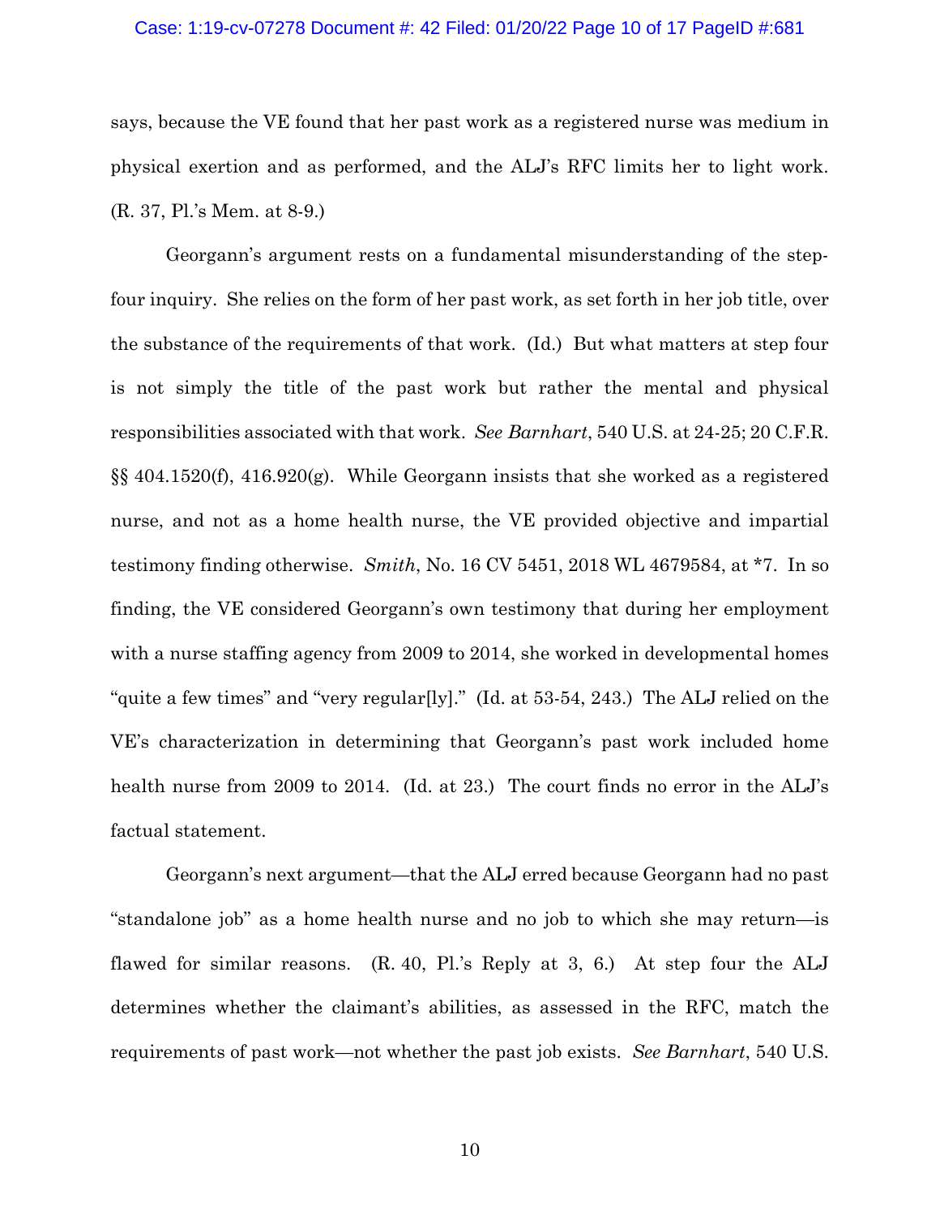says, because the VE found that her past work as a registered nurse was medium in physical exertion and as performed, and the ALJ's RFC limits her to light work. (R. 37, Pl.'s Mem. at 8-9.)

Georgann's argument rests on a fundamental misunderstanding of the step-four inquiry. She relies on the form of her past work, as set forth in her job title, over the substance of the requirements of that work. (Id.) But what matters at step four is not simply the title of the past work but rather the mental and physical responsibilities associated with that work. *See Barnhart*, 540 U.S. at 24-25; 20 C.F.R. §§ 404.1520(f), 416.920(g). While Georgann insists that she worked as a registered nurse, and not as a home health nurse, the VE provided objective and impartial testimony finding otherwise. *Smith*, No. 16 CV 5451, 2018 WL 4679584, at *7. In so finding, the VE considered Georgann's own testimony that during her employment with a nurse staffing agency from 2009 to 2014, she worked in developmental homes "quite a few times" and "very regular[ly]." (Id. at 53-54, 243.) The ALJ relied on the VE's characterization in determining that Georgann's past work included home health nurse from 2009 to 2014. (Id. at 23.) The court finds no error in the ALJ's factual statement.

Georgann's next argument—that the ALJ erred because Georgann had no past "standalone job" as a home health nurse and no job to which she may return—is flawed for similar reasons. (R. 40, Pl.'s Reply at 3, 6.) At step four the ALJ determines whether the claimant's abilities, as assessed in the RFC, match the requirements of past work—not whether the past job exists. *See Barnhart*, 540 U.S.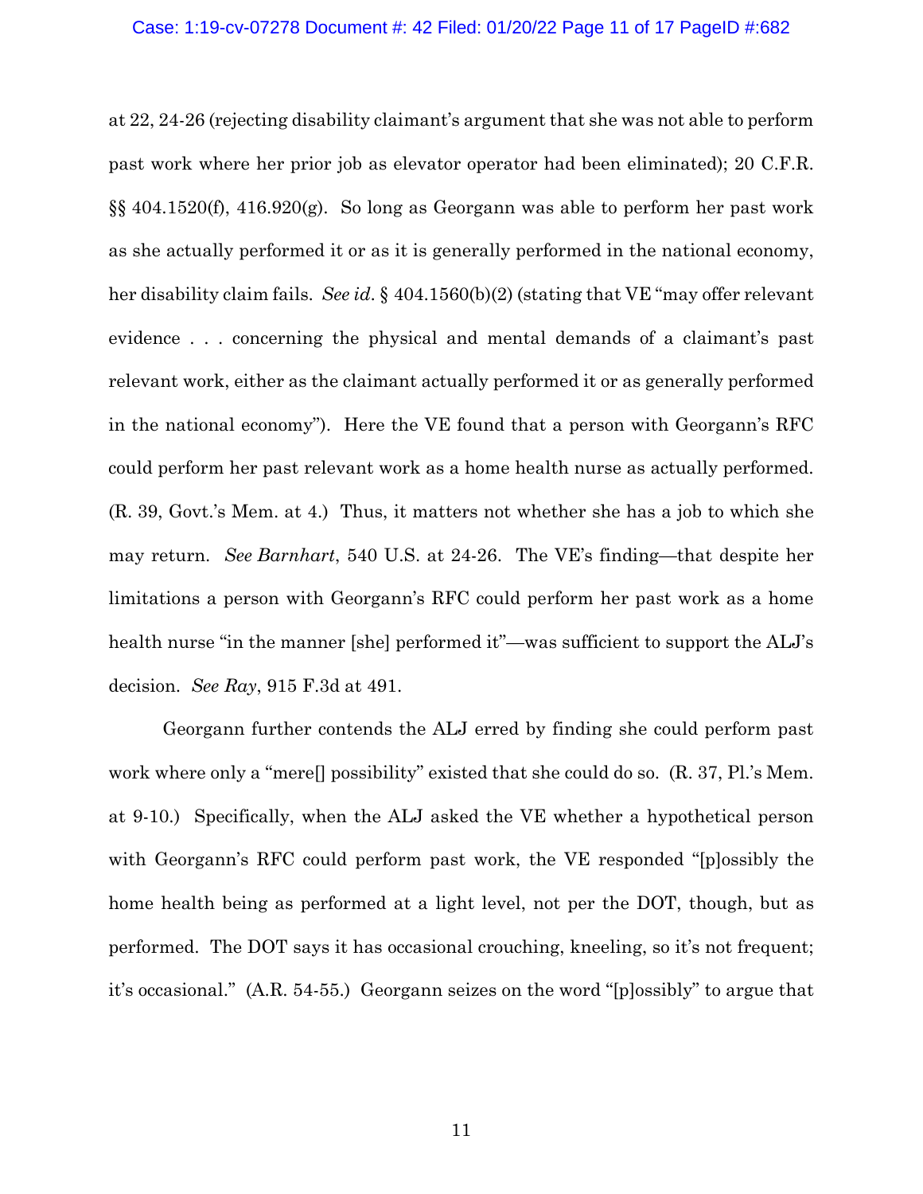at 22, 24-26 (rejecting disability claimant's argument that she was not able to perform past work where her prior job as elevator operator had been eliminated); 20 C.F.R. §§ 404.1520(f), 416.920(g). So long as Georgann was able to perform her past work as she actually performed it or as it is generally performed in the national economy, her disability claim fails. *See id*. § 404.1560(b)(2) (stating that VE "may offer relevant evidence . . . concerning the physical and mental demands of a claimant's past relevant work, either as the claimant actually performed it or as generally performed in the national economy"). Here the VE found that a person with Georgann's RFC could perform her past relevant work as a home health nurse as actually performed. (R. 39, Govt.'s Mem. at 4.) Thus, it matters not whether she has a job to which she may return. *See Barnhart*, 540 U.S. at 24-26. The VE's finding—that despite her limitations a person with Georgann's RFC could perform her past work as a home health nurse "in the manner [she] performed it"—was sufficient to support the ALJ's decision. *See Ray*, 915 F.3d at 491.

Georgann further contends the ALJ erred by finding she could perform past work where only a "mere[] possibility" existed that she could do so. (R. 37, Pl.'s Mem. at 9-10.) Specifically, when the ALJ asked the VE whether a hypothetical person with Georgann's RFC could perform past work, the VE responded "[p]ossibly the home health being as performed at a light level, not per the DOT, though, but as performed. The DOT says it has occasional crouching, kneeling, so it's not frequent; it's occasional." (A.R. 54-55.) Georgann seizes on the word "[p]ossibly" to argue that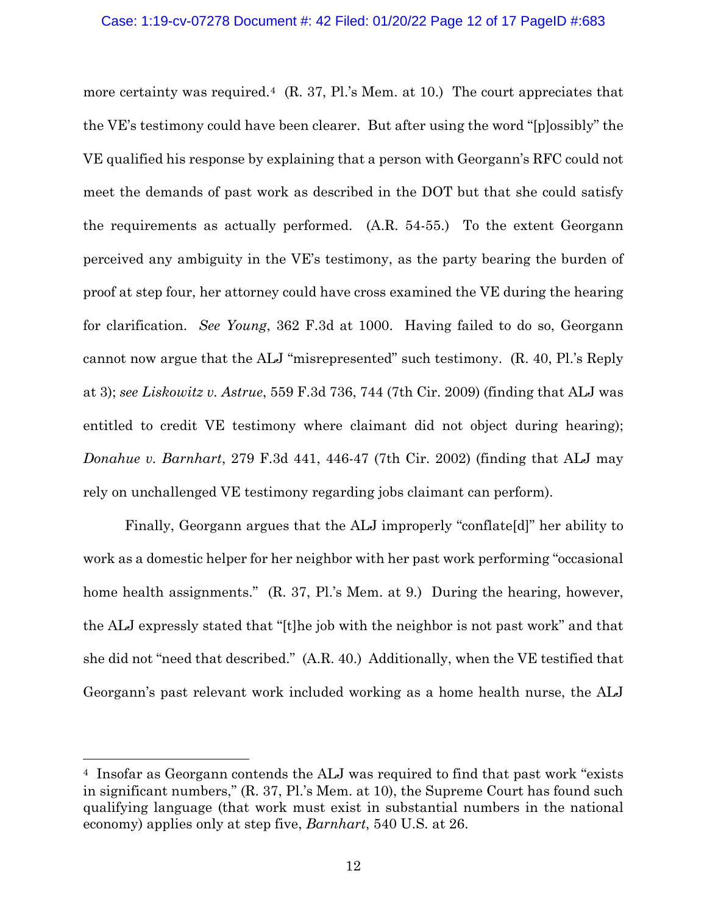more certainty was required.[4] (R. 37, Pl.'s Mem. at 10.) The court appreciates that the VE's testimony could have been clearer. But after using the word "[p]ossibly" the VE qualified his response by explaining that a person with Georgann's RFC could not meet the demands of past work as described in the DOT but that she could satisfy the requirements as actually performed. (A.R. 54-55.) To the extent Georgann perceived any ambiguity in the VE's testimony, as the party bearing the burden of proof at step four, her attorney could have cross examined the VE during the hearing for clarification. *See Young*, 362 F.3d at 1000. Having failed to do so, Georgann cannot now argue that the ALJ "misrepresented" such testimony. (R. 40, Pl.'s Reply at 3); *see Liskowitz v. Astrue*, 559 F.3d 736, 744 (7th Cir. 2009) (finding that ALJ was entitled to credit VE testimony where claimant did not object during hearing); *Donahue v. Barnhart*, 279 F.3d 441, 446-47 (7th Cir. 2002) (finding that ALJ may rely on unchallenged VE testimony regarding jobs claimant can perform).

Finally, Georgann argues that the ALJ improperly "conflate[d]" her ability to work as a domestic helper for her neighbor with her past work performing "occasional home health assignments." (R. 37, Pl.'s Mem. at 9.) During the hearing, however, the ALJ expressly stated that "[t]he job with the neighbor is not past work" and that she did not "need that described." (A.R. 40.) Additionally, when the VE testified that Georgann's past relevant work included working as a home health nurse, the ALJ

---

[4] Insofar as Georgann contends the ALJ was required to find that past work "exists in significant numbers," (R. 37, Pl.'s Mem. at 10), the Supreme Court has found such qualifying language (that work must exist in substantial numbers in the national economy) applies only at step five, *Barnhart*, 540 U.S. at 26.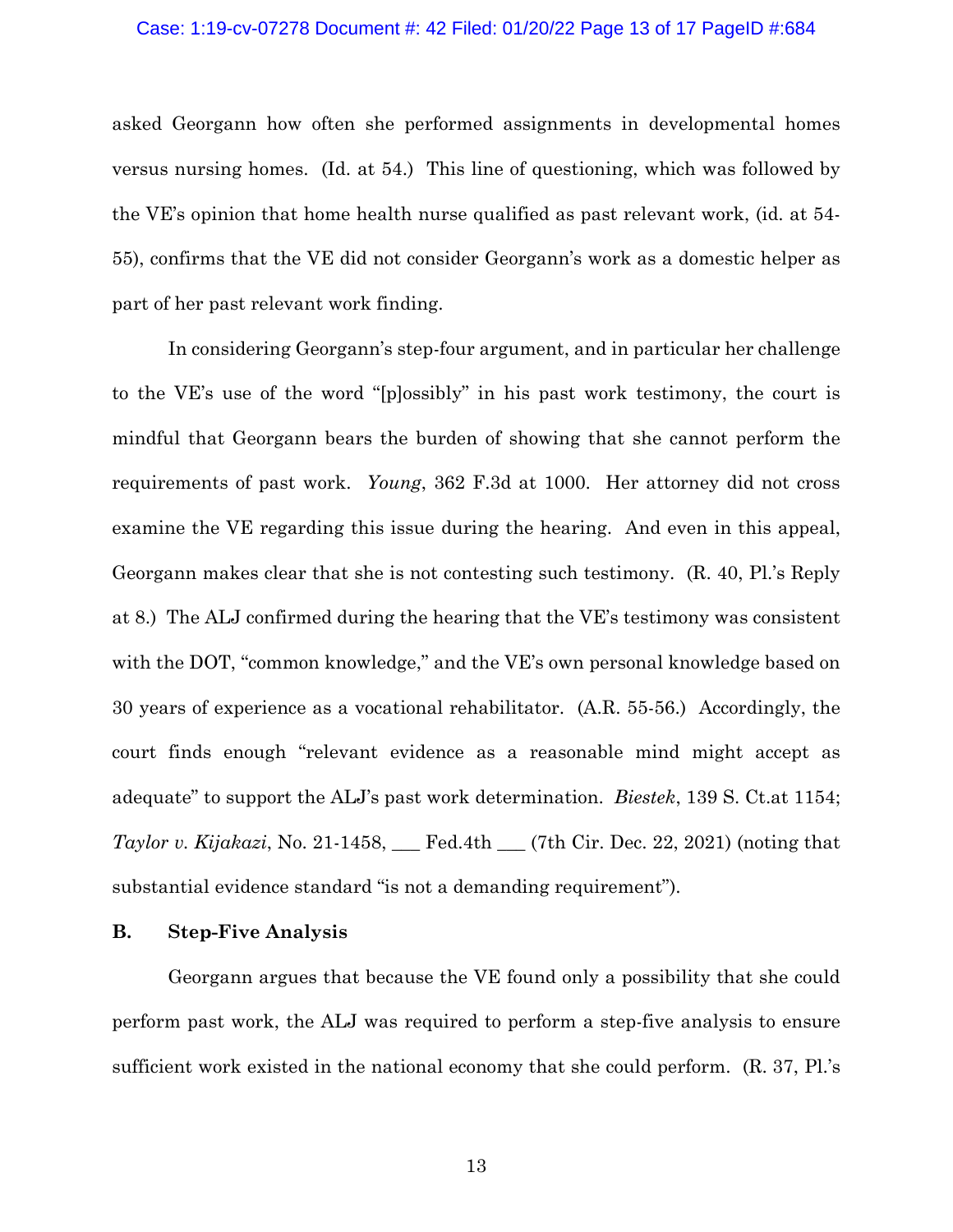asked Georgann how often she performed assignments in developmental homes versus nursing homes. (Id. at 54.) This line of questioning, which was followed by the VE's opinion that home health nurse qualified as past relevant work, (id. at 54-55), confirms that the VE did not consider Georgann's work as a domestic helper as part of her past relevant work finding.

In considering Georgann's step-four argument, and in particular her challenge to the VE's use of the word "[p]ossibly" in his past work testimony, the court is mindful that Georgann bears the burden of showing that she cannot perform the requirements of past work. *Young*, 362 F.3d at 1000. Her attorney did not cross examine the VE regarding this issue during the hearing. And even in this appeal, Georgann makes clear that she is not contesting such testimony. (R. 40, Pl.'s Reply at 8.) The ALJ confirmed during the hearing that the VE's testimony was consistent with the DOT, "common knowledge," and the VE's own personal knowledge based on 30 years of experience as a vocational rehabilitator. (A.R. 55-56.) Accordingly, the court finds enough "relevant evidence as a reasonable mind might accept as adequate" to support the ALJ's past work determination. *Biestek*, 139 S. Ct.at 1154; *Taylor v. Kijakazi*, No. 21-1458, ___ Fed.4th ___ (7th Cir. Dec. 22, 2021) (noting that substantial evidence standard "is not a demanding requirement").

### B. Step-Five Analysis

Georgann argues that because the VE found only a possibility that she could perform past work, the ALJ was required to perform a step-five analysis to ensure sufficient work existed in the national economy that she could perform. (R. 37, Pl.'s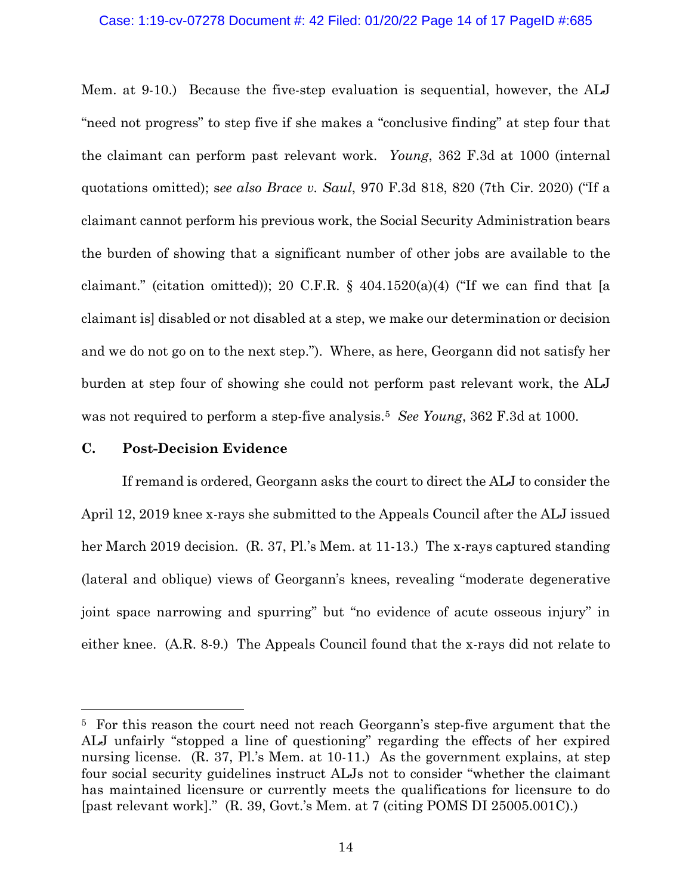Mem. at 9-10.) Because the five-step evaluation is sequential, however, the ALJ "need not progress" to step five if she makes a "conclusive finding" at step four that the claimant can perform past relevant work. *Young*, 362 F.3d at 1000 (internal quotations omitted); s*ee also Brace v. Saul*, 970 F.3d 818, 820 (7th Cir. 2020) ("If a claimant cannot perform his previous work, the Social Security Administration bears the burden of showing that a significant number of other jobs are available to the claimant." (citation omitted)); 20 C.F.R. § 404.1520(a)(4) ("If we can find that [a claimant is] disabled or not disabled at a step, we make our determination or decision and we do not go on to the next step."). Where, as here, Georgann did not satisfy her burden at step four of showing she could not perform past relevant work, the ALJ was not required to perform a step-five analysis.[5] *See Young*, 362 F.3d at 1000.

### C. Post-Decision Evidence

If remand is ordered, Georgann asks the court to direct the ALJ to consider the April 12, 2019 knee x-rays she submitted to the Appeals Council after the ALJ issued her March 2019 decision. (R. 37, Pl.'s Mem. at 11-13.) The x-rays captured standing (lateral and oblique) views of Georgann's knees, revealing "moderate degenerative joint space narrowing and spurring" but "no evidence of acute osseous injury" in either knee. (A.R. 8-9.) The Appeals Council found that the x-rays did not relate to

---

[5] For this reason the court need not reach Georgann's step-five argument that the ALJ unfairly "stopped a line of questioning" regarding the effects of her expired nursing license. (R. 37, Pl.'s Mem. at 10-11.) As the government explains, at step four social security guidelines instruct ALJs not to consider "whether the claimant has maintained licensure or currently meets the qualifications for licensure to do [past relevant work]." (R. 39, Govt.'s Mem. at 7 (citing POMS DI 25005.001C).)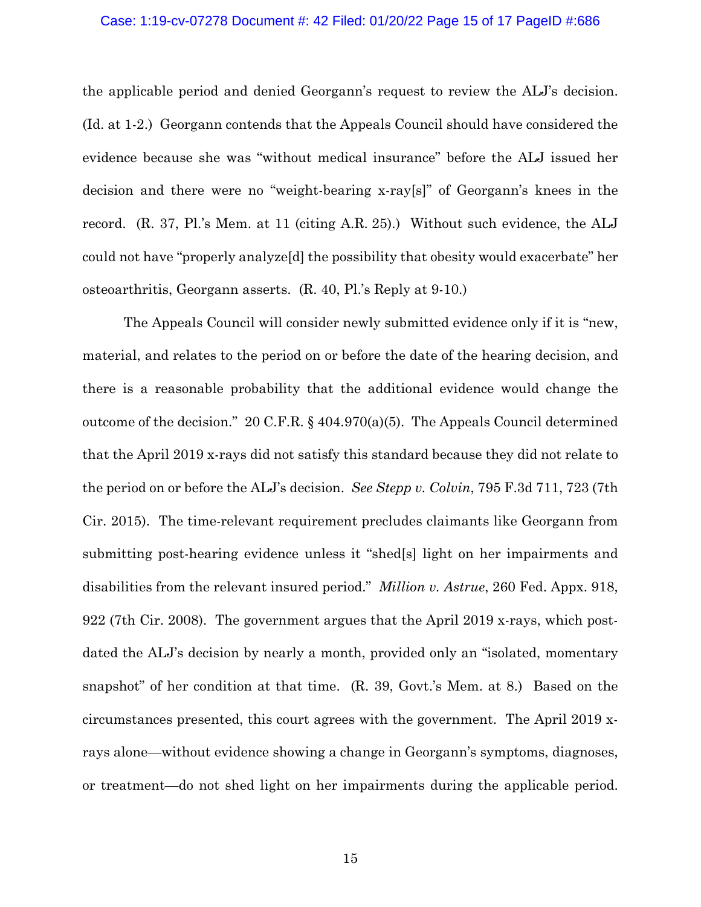the applicable period and denied Georgann's request to review the ALJ's decision. (Id. at 1-2.) Georgann contends that the Appeals Council should have considered the evidence because she was "without medical insurance" before the ALJ issued her decision and there were no "weight-bearing x-ray[s]" of Georgann's knees in the record. (R. 37, Pl.'s Mem. at 11 (citing A.R. 25).) Without such evidence, the ALJ could not have "properly analyze[d] the possibility that obesity would exacerbate" her osteoarthritis, Georgann asserts. (R. 40, Pl.'s Reply at 9-10.)

The Appeals Council will consider newly submitted evidence only if it is "new, material, and relates to the period on or before the date of the hearing decision, and there is a reasonable probability that the additional evidence would change the outcome of the decision." 20 C.F.R. § 404.970(a)(5). The Appeals Council determined that the April 2019 x-rays did not satisfy this standard because they did not relate to the period on or before the ALJ's decision. *See Stepp v. Colvin*, 795 F.3d 711, 723 (7th Cir. 2015). The time-relevant requirement precludes claimants like Georgann from submitting post-hearing evidence unless it "shed[s] light on her impairments and disabilities from the relevant insured period." *Million v. Astrue*, 260 Fed. Appx. 918, 922 (7th Cir. 2008). The government argues that the April 2019 x-rays, which post-dated the ALJ's decision by nearly a month, provided only an "isolated, momentary snapshot" of her condition at that time. (R. 39, Govt.'s Mem. at 8.) Based on the circumstances presented, this court agrees with the government. The April 2019 x-rays alone—without evidence showing a change in Georgann's symptoms, diagnoses, or treatment—do not shed light on her impairments during the applicable period.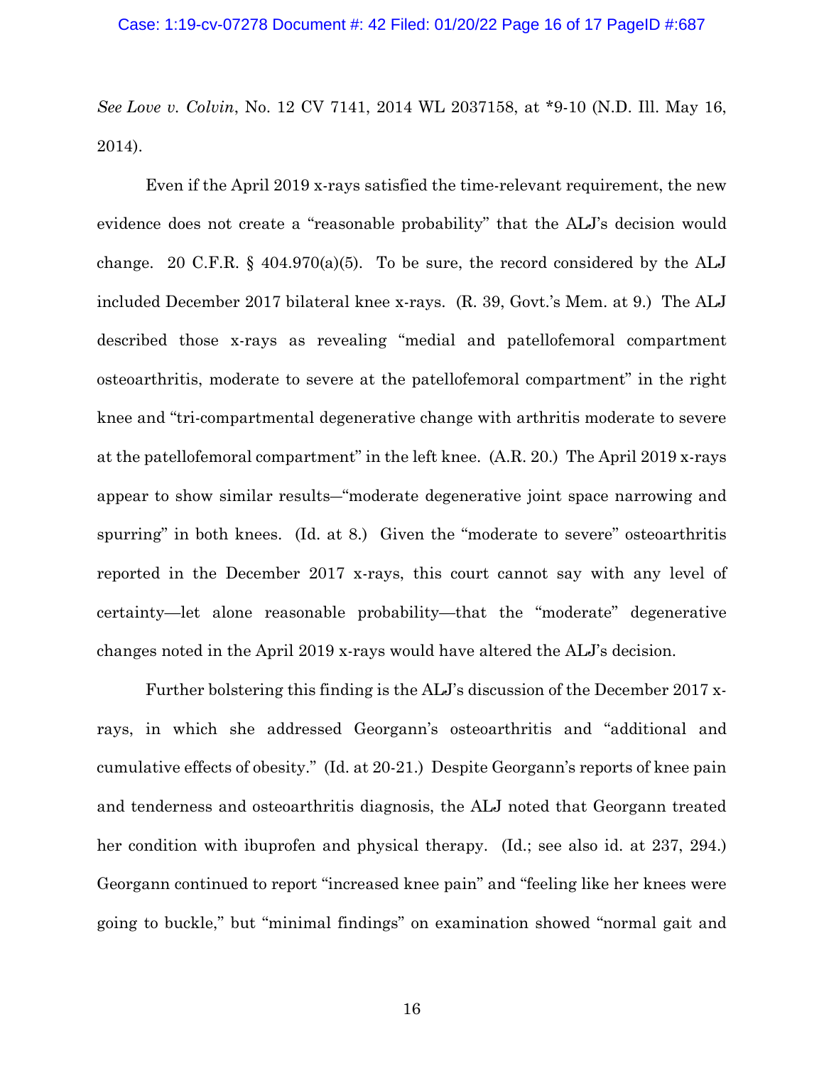*See Love v. Colvin*, No. 12 CV 7141, 2014 WL 2037158, at *9-10 (N.D. Ill. May 16, 2014).

Even if the April 2019 x-rays satisfied the time-relevant requirement, the new evidence does not create a "reasonable probability" that the ALJ's decision would change. 20 C.F.R. § 404.970(a)(5). To be sure, the record considered by the ALJ included December 2017 bilateral knee x-rays. (R. 39, Govt.'s Mem. at 9.) The ALJ described those x-rays as revealing "medial and patellofemoral compartment osteoarthritis, moderate to severe at the patellofemoral compartment" in the right knee and "tri-compartmental degenerative change with arthritis moderate to severe at the patellofemoral compartment" in the left knee. (A.R. 20.) The April 2019 x-rays appear to show similar results–"moderate degenerative joint space narrowing and spurring" in both knees. (Id. at 8.) Given the "moderate to severe" osteoarthritis reported in the December 2017 x-rays, this court cannot say with any level of certainty—let alone reasonable probability—that the "moderate" degenerative changes noted in the April 2019 x-rays would have altered the ALJ's decision.

Further bolstering this finding is the ALJ's discussion of the December 2017 x-rays, in which she addressed Georgann's osteoarthritis and "additional and cumulative effects of obesity." (Id. at 20-21.) Despite Georgann's reports of knee pain and tenderness and osteoarthritis diagnosis, the ALJ noted that Georgann treated her condition with ibuprofen and physical therapy. (Id.; see also id. at 237, 294.) Georgann continued to report "increased knee pain" and "feeling like her knees were going to buckle," but "minimal findings" on examination showed "normal gait and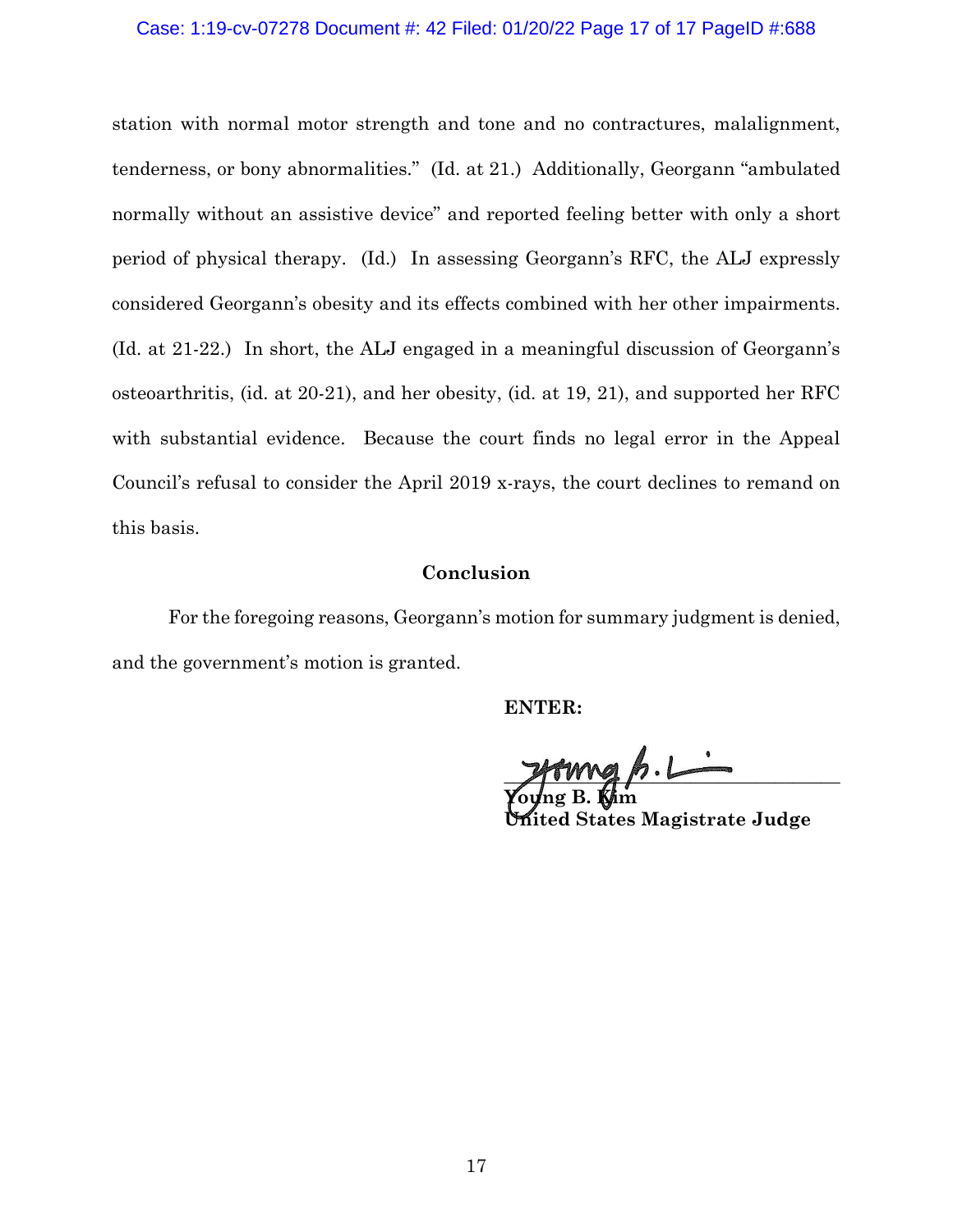station with normal motor strength and tone and no contractures, malalignment, tenderness, or bony abnormalities." (Id. at 21.) Additionally, Georgann "ambulated normally without an assistive device" and reported feeling better with only a short period of physical therapy. (Id.) In assessing Georgann's RFC, the ALJ expressly considered Georgann's obesity and its effects combined with her other impairments. (Id. at 21-22.) In short, the ALJ engaged in a meaningful discussion of Georgann's osteoarthritis, (id. at 20-21), and her obesity, (id. at 19, 21), and supported her RFC with substantial evidence. Because the court finds no legal error in the Appeal Council's refusal to consider the April 2019 x-rays, the court declines to remand on this basis.

## Conclusion

For the foregoing reasons, Georgann's motion for summary judgment is denied, and the government's motion is granted.

**ENTER:**

______________________________
**Young B. Kim**
**United States Magistrate Judge**